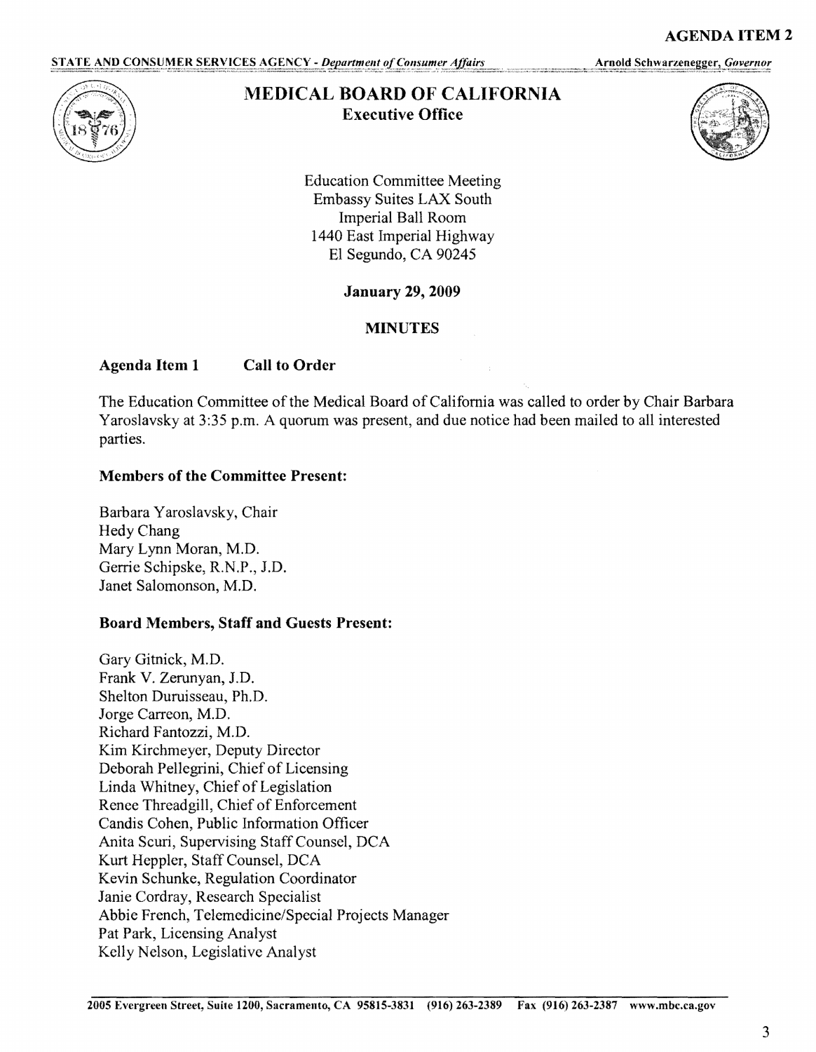**AGENDA ITEM 2**

STATE AND CONSUMER SERVICES AGENCY - *Department of Consumer Affairs* — Arnold Schwarzenegger, *Governor*

# MEDICAL BOARD OF CALIFORNIA

**Executive Office**

Education Committee Meeting
Embassy Suites LAX South
Imperial Ball Room
1440 East Imperial Highway
El Segundo, CA 90245

**January 29, 2009**

**MINUTES**

## Agenda Item 1 Call to Order

The Education Committee of the Medical Board of California was called to order by Chair Barbara Yaroslavsky at 3:35 p.m. A quorum was present, and due notice had been mailed to all interested parties.

### Members of the Committee Present:

Barbara Yaroslavsky, Chair
Hedy Chang
Mary Lynn Moran, M.D.
Gerrie Schipske, R.N.P., J.D.
Janet Salomonson, M.D.

### Board Members, Staff and Guests Present:

Gary Gitnick, M.D.
Frank V. Zerunyan, J.D.
Shelton Duruisseau, Ph.D.
Jorge Carreon, M.D.
Richard Fantozzi, M.D.
Kim Kirchmeyer, Deputy Director
Deborah Pellegrini, Chief of Licensing
Linda Whitney, Chief of Legislation
Renee Threadgill, Chief of Enforcement
Candis Cohen, Public Information Officer
Anita Scuri, Supervising Staff Counsel, DCA
Kurt Heppler, Staff Counsel, DCA
Kevin Schunke, Regulation Coordinator
Janie Cordray, Research Specialist
Abbie French, Telemedicine/Special Projects Manager
Pat Park, Licensing Analyst
Kelly Nelson, Legislative Analyst

2005 Evergreen Street, Suite 1200, Sacramento, CA 95815-3831 (916) 263-2389 Fax (916) 263-2387 www.mbc.ca.gov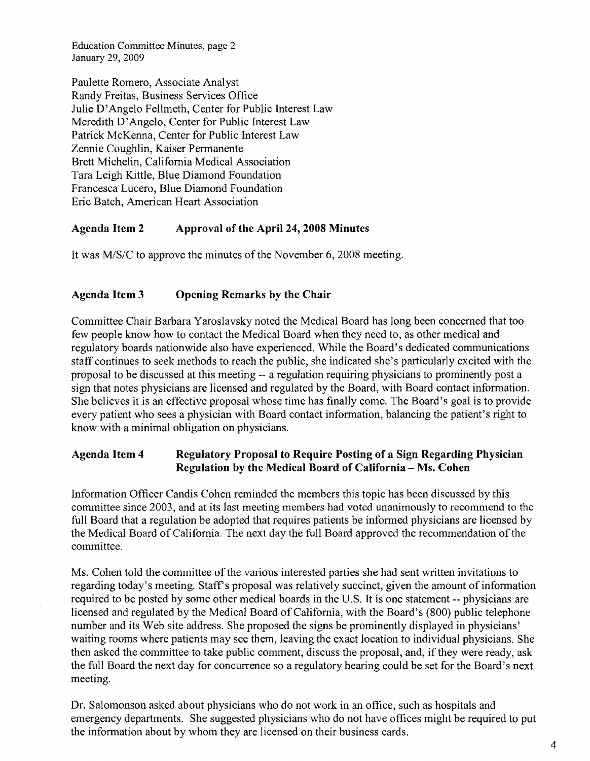Paulette Romero, Associate Analyst
Randy Freitas, Business Services Office
Julie D'Angelo Fellmeth, Center for Public Interest Law
Meredith D'Angelo, Center for Public Interest Law
Patrick McKenna, Center for Public Interest Law
Zennie Coughlin, Kaiser Permanente
Brett Michelin, California Medical Association
Tara Leigh Kittle, Blue Diamond Foundation
Francesca Lucero, Blue Diamond Foundation
Eric Batch, American Heart Association

## Agenda Item 2 Approval of the April 24, 2008 Minutes

It was M/S/C to approve the minutes of the November 6, 2008 meeting.

## Agenda Item 3 Opening Remarks by the Chair

Committee Chair Barbara Yaroslavsky noted the Medical Board has long been concerned that too few people know how to contact the Medical Board when they need to, as other medical and regulatory boards nationwide also have experienced. While the Board's dedicated communications staff continues to seek methods to reach the public, she indicated she's particularly excited with the proposal to be discussed at this meeting -- a regulation requiring physicians to prominently post a sign that notes physicians are licensed and regulated by the Board, with Board contact information. She believes it is an effective proposal whose time has finally come. The Board's goal is to provide every patient who sees a physician with Board contact information, balancing the patient's right to know with a minimal obligation on physicians.

## Agenda Item 4 Regulatory Proposal to Require Posting of a Sign Regarding Physician Regulation by the Medical Board of California – Ms. Cohen

Information Officer Candis Cohen reminded the members this topic has been discussed by this committee since 2003, and at its last meeting members had voted unanimously to recommend to the full Board that a regulation be adopted that requires patients be informed physicians are licensed by the Medical Board of California. The next day the full Board approved the recommendation of the committee.

Ms. Cohen told the committee of the various interested parties she had sent written invitations to regarding today's meeting. Staff's proposal was relatively succinct, given the amount of information required to be posted by some other medical boards in the U.S. It is one statement -- physicians are licensed and regulated by the Medical Board of California, with the Board's (800) public telephone number and its Web site address. She proposed the signs be prominently displayed in physicians' waiting rooms where patients may see them, leaving the exact location to individual physicians. She then asked the committee to take public comment, discuss the proposal, and, if they were ready, ask the full Board the next day for concurrence so a regulatory hearing could be set for the Board's next meeting.

Dr. Salomonson asked about physicians who do not work in an office, such as hospitals and emergency departments. She suggested physicians who do not have offices might be required to put the information about by whom they are licensed on their business cards.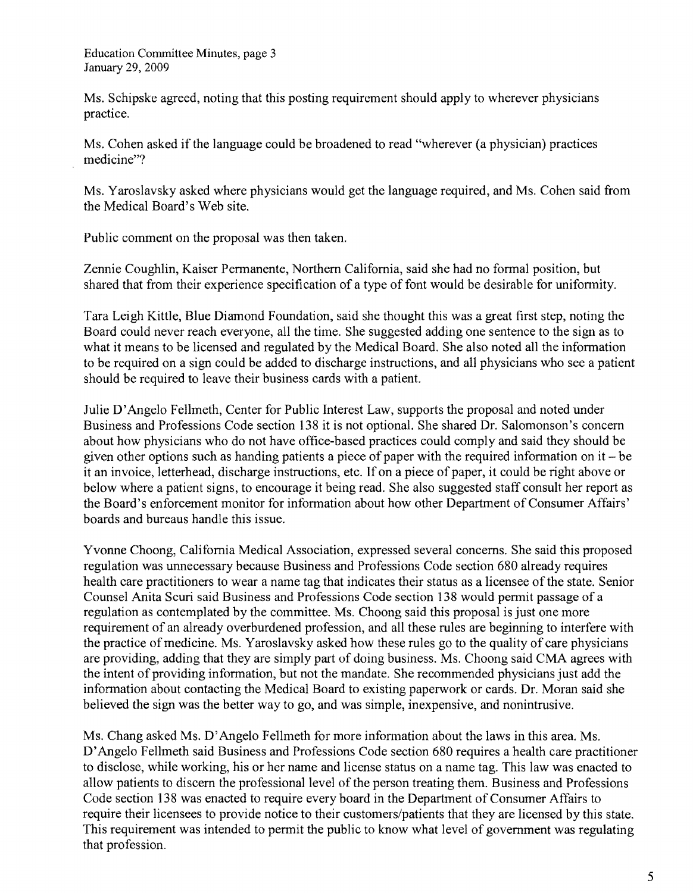Ms. Schipske agreed, noting that this posting requirement should apply to wherever physicians practice.

Ms. Cohen asked if the language could be broadened to read "wherever (a physician) practices medicine"?

Ms. Yaroslavsky asked where physicians would get the language required, and Ms. Cohen said from the Medical Board's Web site.

Public comment on the proposal was then taken.

Zennie Coughlin, Kaiser Permanente, Northern California, said she had no formal position, but shared that from their experience specification of a type of font would be desirable for uniformity.

Tara Leigh Kittle, Blue Diamond Foundation, said she thought this was a great first step, noting the Board could never reach everyone, all the time. She suggested adding one sentence to the sign as to what it means to be licensed and regulated by the Medical Board. She also noted all the information to be required on a sign could be added to discharge instructions, and all physicians who see a patient should be required to leave their business cards with a patient.

Julie D'Angelo Fellmeth, Center for Public Interest Law, supports the proposal and noted under Business and Professions Code section 138 it is not optional. She shared Dr. Salomonson's concern about how physicians who do not have office-based practices could comply and said they should be given other options such as handing patients a piece of paper with the required information on it – be it an invoice, letterhead, discharge instructions, etc. If on a piece of paper, it could be right above or below where a patient signs, to encourage it being read. She also suggested staff consult her report as the Board's enforcement monitor for information about how other Department of Consumer Affairs' boards and bureaus handle this issue.

Yvonne Choong, California Medical Association, expressed several concerns. She said this proposed regulation was unnecessary because Business and Professions Code section 680 already requires health care practitioners to wear a name tag that indicates their status as a licensee of the state. Senior Counsel Anita Scuri said Business and Professions Code section 138 would permit passage of a regulation as contemplated by the committee. Ms. Choong said this proposal is just one more requirement of an already overburdened profession, and all these rules are beginning to interfere with the practice of medicine. Ms. Yaroslavsky asked how these rules go to the quality of care physicians are providing, adding that they are simply part of doing business. Ms. Choong said CMA agrees with the intent of providing information, but not the mandate. She recommended physicians just add the information about contacting the Medical Board to existing paperwork or cards. Dr. Moran said she believed the sign was the better way to go, and was simple, inexpensive, and nonintrusive.

Ms. Chang asked Ms. D'Angelo Fellmeth for more information about the laws in this area. Ms. D'Angelo Fellmeth said Business and Professions Code section 680 requires a health care practitioner to disclose, while working, his or her name and license status on a name tag. This law was enacted to allow patients to discern the professional level of the person treating them. Business and Professions Code section 138 was enacted to require every board in the Department of Consumer Affairs to require their licensees to provide notice to their customers/patients that they are licensed by this state. This requirement was intended to permit the public to know what level of government was regulating that profession.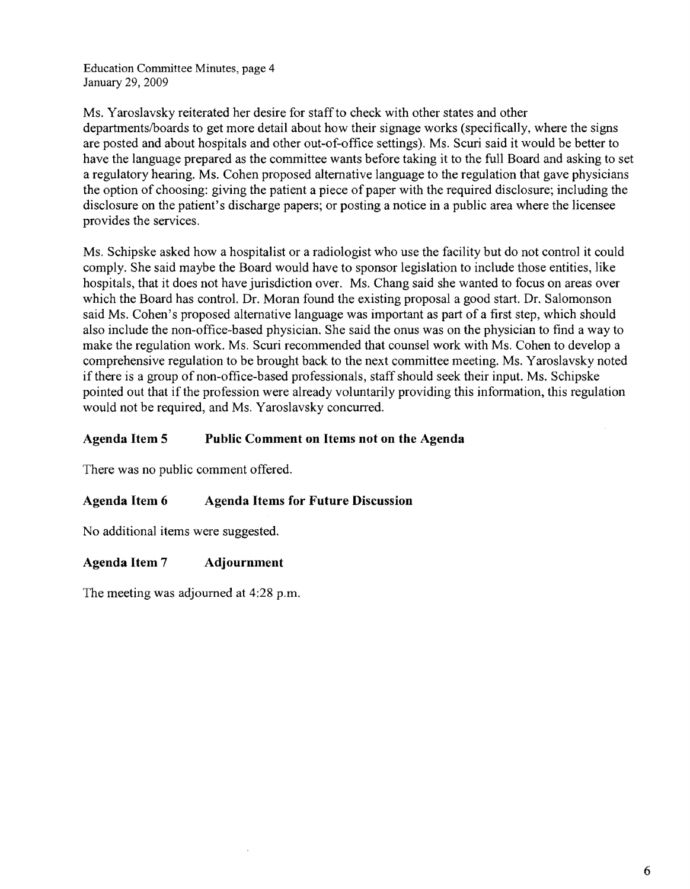Ms. Yaroslavsky reiterated her desire for staff to check with other states and other departments/boards to get more detail about how their signage works (specifically, where the signs are posted and about hospitals and other out-of-office settings). Ms. Scuri said it would be better to have the language prepared as the committee wants before taking it to the full Board and asking to set a regulatory hearing. Ms. Cohen proposed alternative language to the regulation that gave physicians the option of choosing: giving the patient a piece of paper with the required disclosure; including the disclosure on the patient's discharge papers; or posting a notice in a public area where the licensee provides the services.

Ms. Schipske asked how a hospitalist or a radiologist who use the facility but do not control it could comply. She said maybe the Board would have to sponsor legislation to include those entities, like hospitals, that it does not have jurisdiction over. Ms. Chang said she wanted to focus on areas over which the Board has control. Dr. Moran found the existing proposal a good start. Dr. Salomonson said Ms. Cohen's proposed alternative language was important as part of a first step, which should also include the non-office-based physician. She said the onus was on the physician to find a way to make the regulation work. Ms. Scuri recommended that counsel work with Ms. Cohen to develop a comprehensive regulation to be brought back to the next committee meeting. Ms. Yaroslavsky noted if there is a group of non-office-based professionals, staff should seek their input. Ms. Schipske pointed out that if the profession were already voluntarily providing this information, this regulation would not be required, and Ms. Yaroslavsky concurred.

## Agenda Item 5 Public Comment on Items not on the Agenda

There was no public comment offered.

## Agenda Item 6 Agenda Items for Future Discussion

No additional items were suggested.

## Agenda Item 7 Adjournment

The meeting was adjourned at 4:28 p.m.